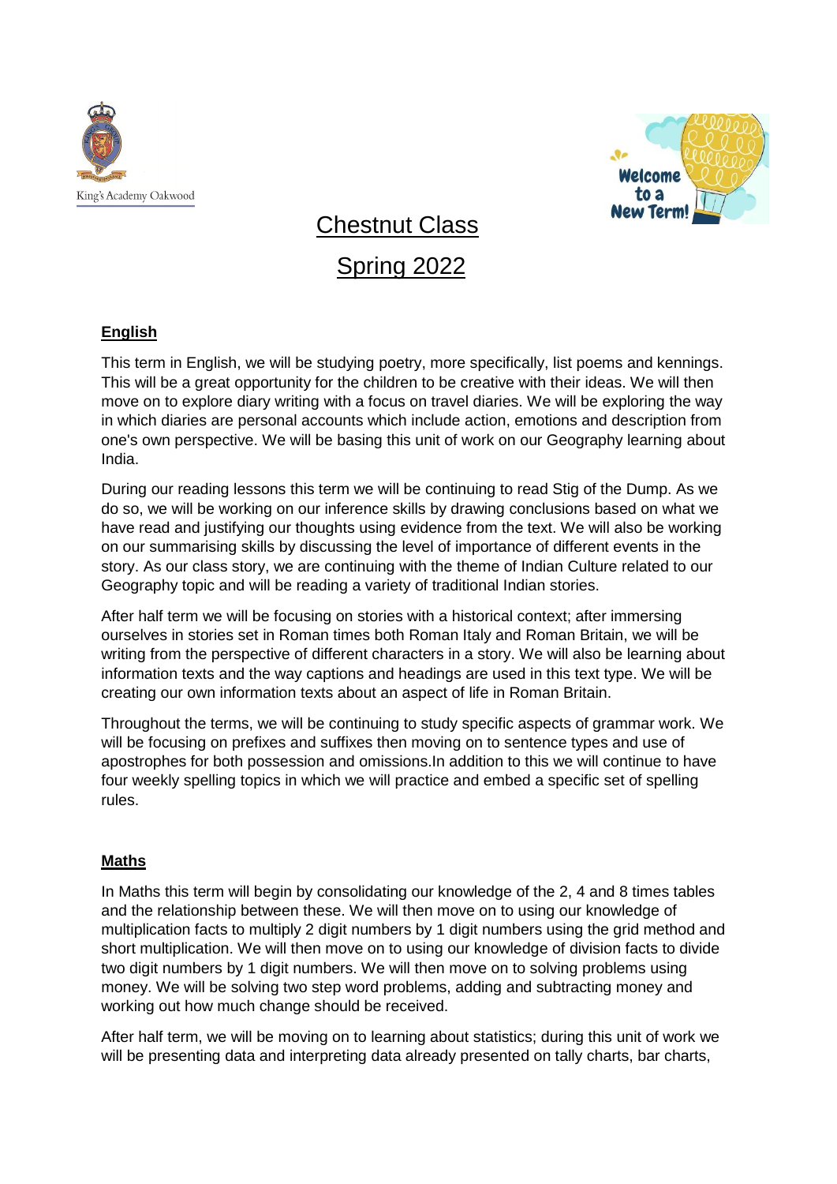King's Academy Oakwood

Welcome to a New Term!

# Chestnut Class

# Spring 2022

## English

This term in English, we will be studying poetry, more specifically, list poems and kennings. This will be a great opportunity for the children to be creative with their ideas. We will then move on to explore diary writing with a focus on travel diaries. We will be exploring the way in which diaries are personal accounts which include action, emotions and description from one's own perspective. We will be basing this unit of work on our Geography learning about India.

During our reading lessons this term we will be continuing to read Stig of the Dump. As we do so, we will be working on our inference skills by drawing conclusions based on what we have read and justifying our thoughts using evidence from the text. We will also be working on our summarising skills by discussing the level of importance of different events in the story. As our class story, we are continuing with the theme of Indian Culture related to our Geography topic and will be reading a variety of traditional Indian stories.

After half term we will be focusing on stories with a historical context; after immersing ourselves in stories set in Roman times both Roman Italy and Roman Britain, we will be writing from the perspective of different characters in a story. We will also be learning about information texts and the way captions and headings are used in this text type. We will be creating our own information texts about an aspect of life in Roman Britain.

Throughout the terms, we will be continuing to study specific aspects of grammar work. We will be focusing on prefixes and suffixes then moving on to sentence types and use of apostrophes for both possession and omissions.In addition to this we will continue to have four weekly spelling topics in which we will practice and embed a specific set of spelling rules.

## Maths

In Maths this term will begin by consolidating our knowledge of the 2, 4 and 8 times tables and the relationship between these. We will then move on to using our knowledge of multiplication facts to multiply 2 digit numbers by 1 digit numbers using the grid method and short multiplication. We will then move on to using our knowledge of division facts to divide two digit numbers by 1 digit numbers. We will then move on to solving problems using money. We will be solving two step word problems, adding and subtracting money and working out how much change should be received.

After half term, we will be moving on to learning about statistics; during this unit of work we will be presenting data and interpreting data already presented on tally charts, bar charts,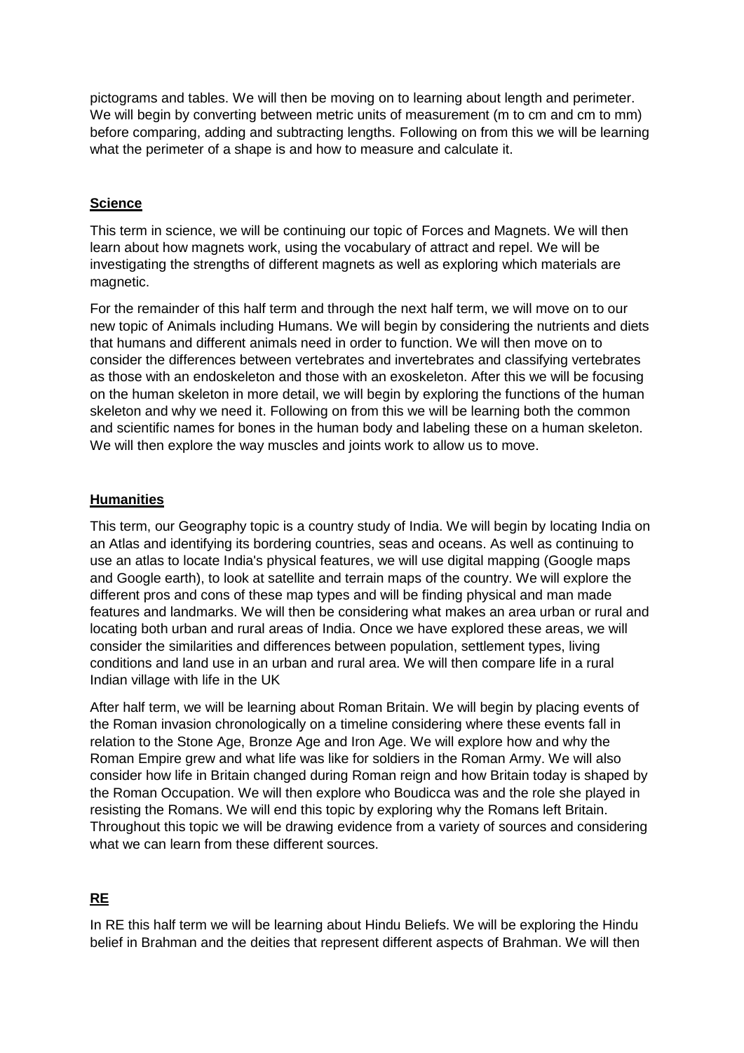pictograms and tables. We will then be moving on to learning about length and perimeter. We will begin by converting between metric units of measurement (m to cm and cm to mm) before comparing, adding and subtracting lengths. Following on from this we will be learning what the perimeter of a shape is and how to measure and calculate it.

## Science

This term in science, we will be continuing our topic of Forces and Magnets. We will then learn about how magnets work, using the vocabulary of attract and repel. We will be investigating the strengths of different magnets as well as exploring which materials are magnetic.

For the remainder of this half term and through the next half term, we will move on to our new topic of Animals including Humans. We will begin by considering the nutrients and diets that humans and different animals need in order to function. We will then move on to consider the differences between vertebrates and invertebrates and classifying vertebrates as those with an endoskeleton and those with an exoskeleton. After this we will be focusing on the human skeleton in more detail, we will begin by exploring the functions of the human skeleton and why we need it. Following on from this we will be learning both the common and scientific names for bones in the human body and labeling these on a human skeleton. We will then explore the way muscles and joints work to allow us to move.

## Humanities

This term, our Geography topic is a country study of India. We will begin by locating India on an Atlas and identifying its bordering countries, seas and oceans. As well as continuing to use an atlas to locate India's physical features, we will use digital mapping (Google maps and Google earth), to look at satellite and terrain maps of the country. We will explore the different pros and cons of these map types and will be finding physical and man made features and landmarks. We will then be considering what makes an area urban or rural and locating both urban and rural areas of India. Once we have explored these areas, we will consider the similarities and differences between population, settlement types, living conditions and land use in an urban and rural area. We will then compare life in a rural Indian village with life in the UK

After half term, we will be learning about Roman Britain. We will begin by placing events of the Roman invasion chronologically on a timeline considering where these events fall in relation to the Stone Age, Bronze Age and Iron Age. We will explore how and why the Roman Empire grew and what life was like for soldiers in the Roman Army. We will also consider how life in Britain changed during Roman reign and how Britain today is shaped by the Roman Occupation. We will then explore who Boudicca was and the role she played in resisting the Romans. We will end this topic by exploring why the Romans left Britain. Throughout this topic we will be drawing evidence from a variety of sources and considering what we can learn from these different sources.

## RE

In RE this half term we will be learning about Hindu Beliefs. We will be exploring the Hindu belief in Brahman and the deities that represent different aspects of Brahman. We will then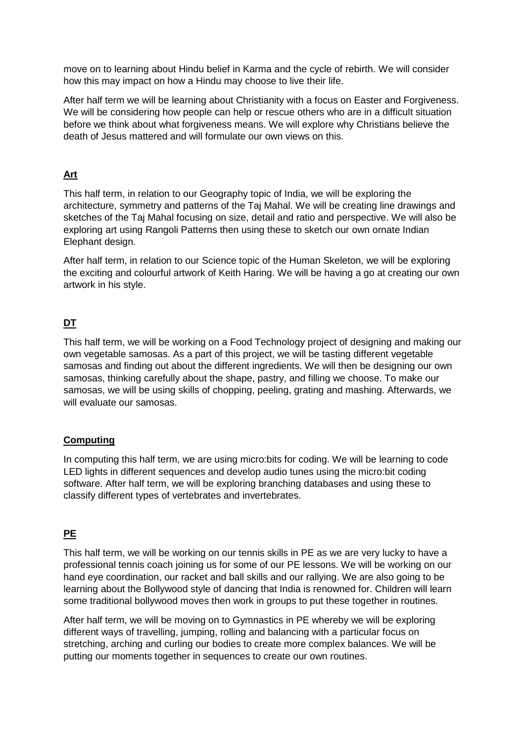move on to learning about Hindu belief in Karma and the cycle of rebirth. We will consider how this may impact on how a Hindu may choose to live their life.

After half term we will be learning about Christianity with a focus on Easter and Forgiveness. We will be considering how people can help or rescue others who are in a difficult situation before we think about what forgiveness means. We will explore why Christians believe the death of Jesus mattered and will formulate our own views on this.

## Art

This half term, in relation to our Geography topic of India, we will be exploring the architecture, symmetry and patterns of the Taj Mahal. We will be creating line drawings and sketches of the Taj Mahal focusing on size, detail and ratio and perspective. We will also be exploring art using Rangoli Patterns then using these to sketch our own ornate Indian Elephant design.

After half term, in relation to our Science topic of the Human Skeleton, we will be exploring the exciting and colourful artwork of Keith Haring. We will be having a go at creating our own artwork in his style.

## DT

This half term, we will be working on a Food Technology project of designing and making our own vegetable samosas. As a part of this project, we will be tasting different vegetable samosas and finding out about the different ingredients. We will then be designing our own samosas, thinking carefully about the shape, pastry, and filling we choose. To make our samosas, we will be using skills of chopping, peeling, grating and mashing. Afterwards, we will evaluate our samosas.

## Computing

In computing this half term, we are using micro:bits for coding. We will be learning to code LED lights in different sequences and develop audio tunes using the micro:bit coding software. After half term, we will be exploring branching databases and using these to classify different types of vertebrates and invertebrates.

## PE

This half term, we will be working on our tennis skills in PE as we are very lucky to have a professional tennis coach joining us for some of our PE lessons. We will be working on our hand eye coordination, our racket and ball skills and our rallying. We are also going to be learning about the Bollywood style of dancing that India is renowned for. Children will learn some traditional bollywood moves then work in groups to put these together in routines.

After half term, we will be moving on to Gymnastics in PE whereby we will be exploring different ways of travelling, jumping, rolling and balancing with a particular focus on stretching, arching and curling our bodies to create more complex balances. We will be putting our moments together in sequences to create our own routines.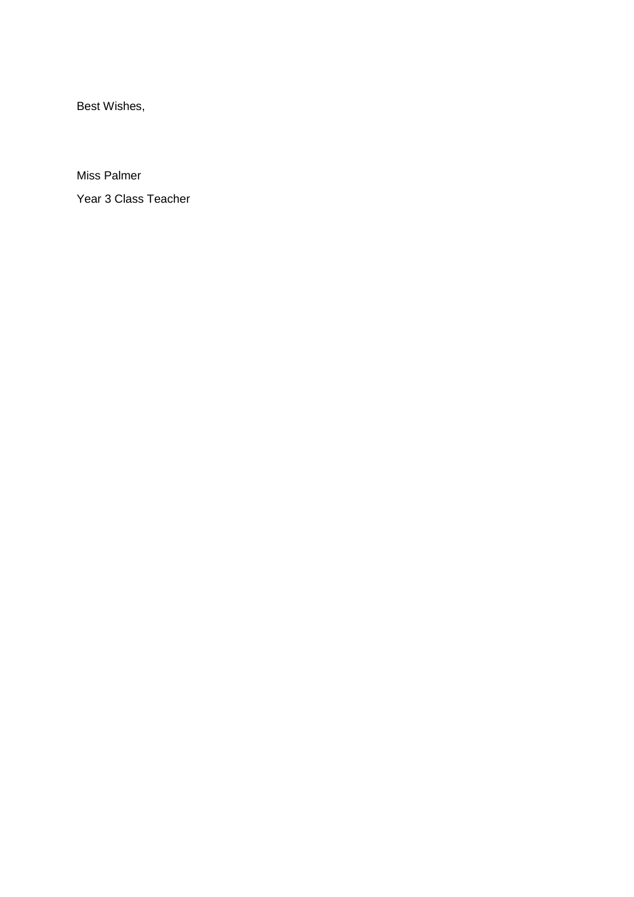Best Wishes,

Miss Palmer

Year 3 Class Teacher